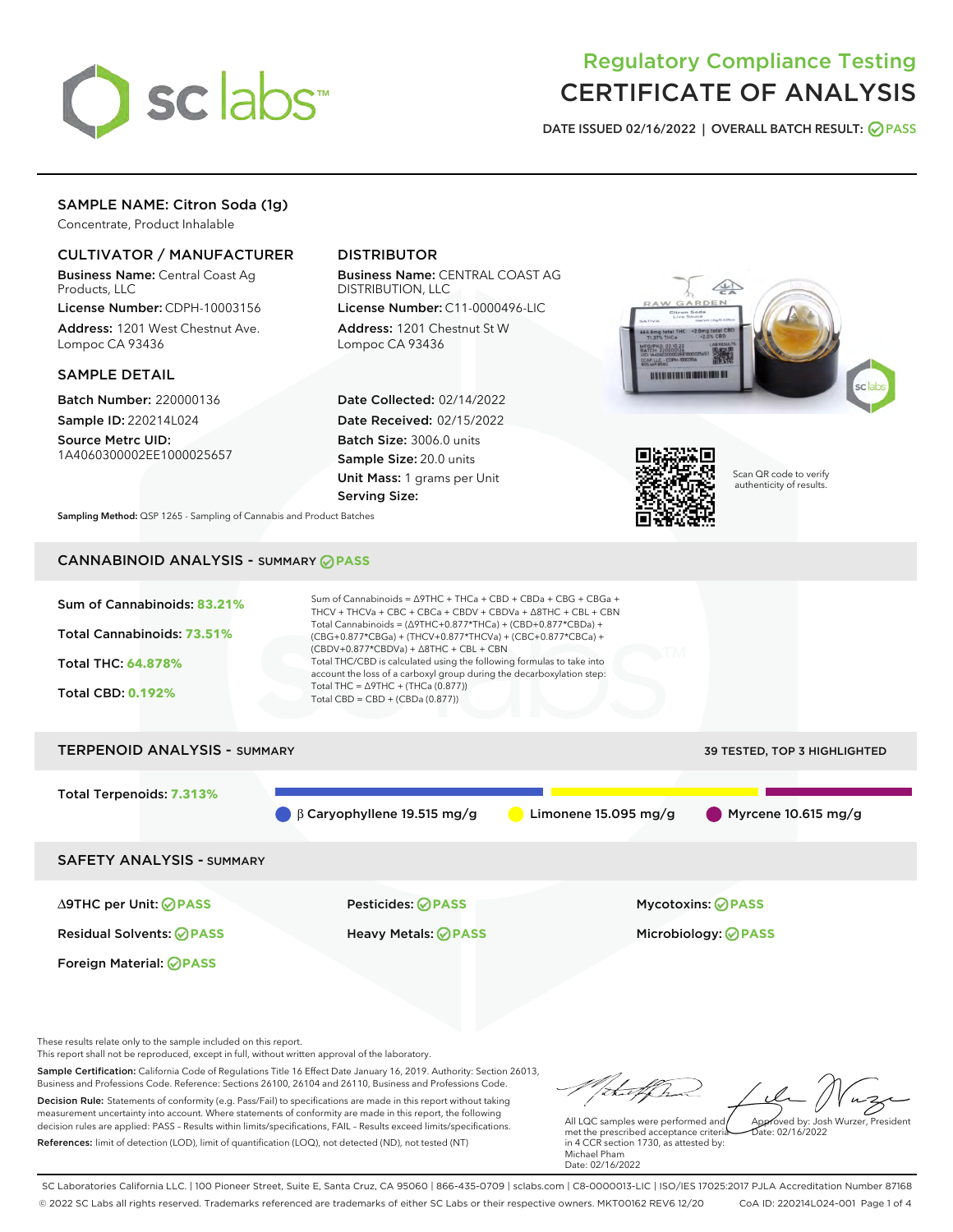# Regulatory Compliance Testing
# CERTIFICATE OF ANALYSIS

DATE ISSUED 02/16/2022 | OVERALL BATCH RESULT: PASS

## SAMPLE NAME: Citron Soda (1g)

Concentrate, Product Inhalable

### CULTIVATOR / MANUFACTURER

**Business Name:** Central Coast Ag Products, LLC

**License Number:** CDPH-10003156

**Address:** 1201 West Chestnut Ave. Lompoc CA 93436

### DISTRIBUTOR

**Business Name:** CENTRAL COAST AG DISTRIBUTION, LLC

**License Number:** C11-0000496-LIC

**Address:** 1201 Chestnut St W Lompoc CA 93436

### SAMPLE DETAIL

**Batch Number:** 220000136

**Sample ID:** 220214L024

**Source Metrc UID:** 1A4060300002EE1000025657

**Date Collected:** 02/14/2022

**Date Received:** 02/15/2022

**Batch Size:** 3006.0 units

**Sample Size:** 20.0 units

**Unit Mass:** 1 grams per Unit

**Serving Size:**

Scan QR code to verify authenticity of results.

**Sampling Method:** QSP 1265 - Sampling of Cannabis and Product Batches

## CANNABINOID ANALYSIS - SUMMARY PASS

Sum of Cannabinoids: **83.21%**

Total Cannabinoids: **73.51%**

Total THC: **64.878%**

Total CBD: **0.192%**

Sum of Cannabinoids = Δ9THC + THCa + CBD + CBDa + CBG + CBGa + THCV + THCVa + CBC + CBCa + CBDV + CBDVa + Δ8THC + CBL + CBN

Total Cannabinoids = (Δ9THC+0.877*THCa) + (CBD+0.877*CBDa) + (CBG+0.877*CBGa) + (THCV+0.877*THCVa) + (CBC+0.877*CBCa) + (CBDV+0.877*CBDVa) + Δ8THC + CBL + CBN

Total THC/CBD is calculated using the following formulas to take into account the loss of a carboxyl group during the decarboxylation step:

Total THC = Δ9THC + (THCa (0.877))

Total CBD = CBD + (CBDa (0.877))

## TERPENOID ANALYSIS - SUMMARY

39 TESTED, TOP 3 HIGHLIGHTED

Total Terpenoids: **7.313%**

β Caryophyllene 19.515 mg/g | Limonene 15.095 mg/g | Myrcene 10.615 mg/g

## SAFETY ANALYSIS - SUMMARY

| | | |
|---|---|---|
| Δ9THC per Unit: PASS | Pesticides: PASS | Mycotoxins: PASS |
| Residual Solvents: PASS | Heavy Metals: PASS | Microbiology: PASS |
| Foreign Material: PASS | | |

These results relate only to the sample included on this report.
This report shall not be reproduced, except in full, without written approval of the laboratory.

**Sample Certification:** California Code of Regulations Title 16 Effect Date January 16, 2019. Authority: Section 26013, Business and Professions Code. Reference: Sections 26100, 26104 and 26110, Business and Professions Code.

**Decision Rule:** Statements of conformity (e.g. Pass/Fail) to specifications are made in this report without taking measurement uncertainty into account. Where statements of conformity are made in this report, the following decision rules are applied: PASS – Results within limits/specifications, FAIL – Results exceed limits/specifications.

**References:** limit of detection (LOD), limit of quantification (LOQ), not detected (ND), not tested (NT)

All LQC samples were performed and met the prescribed acceptance criteria in 4 CCR section 1730, as attested by: Michael Pham
Date: 02/16/2022

Approved by: Josh Wurzer, President
Date: 02/16/2022

SC Laboratories California LLC. | 100 Pioneer Street, Suite E, Santa Cruz, CA 95060 | 866-435-0709 | sclabs.com | C8-0000013-LIC | ISO/IES 17025:2017 PJLA Accreditation Number 87168
© 2022 SC Labs all rights reserved. Trademarks referenced are trademarks of either SC Labs or their respective owners. MKT00162 REV6 12/20 CoA ID: 220214L024-001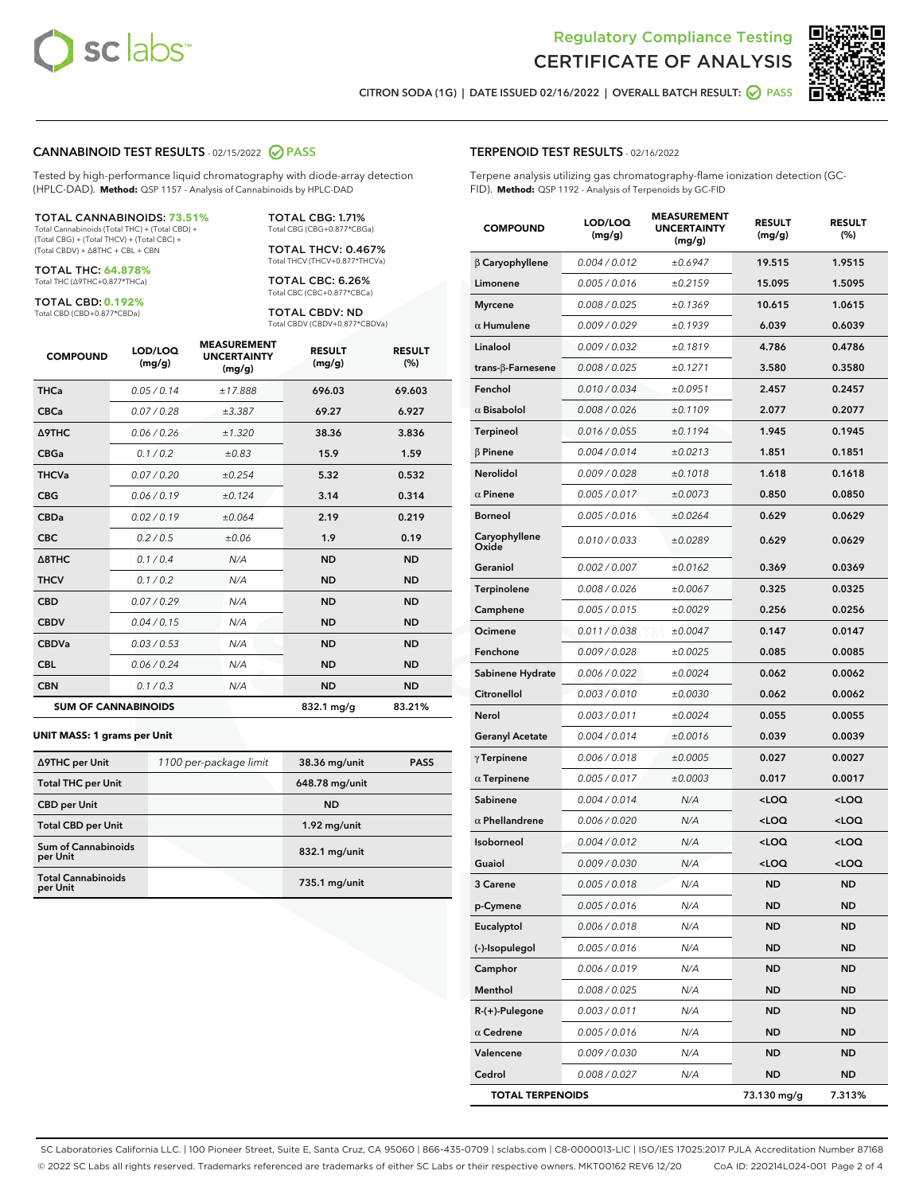# Regulatory Compliance Testing
# CERTIFICATE OF ANALYSIS

CITRON SODA (1G) | DATE ISSUED 02/16/2022 | OVERALL BATCH RESULT: PASS

## CANNABINOID TEST RESULTS - 02/15/2022 PASS

Tested by high-performance liquid chromatography with diode-array detection (HPLC-DAD). **Method:** QSP 1157 - Analysis of Cannabinoids by HPLC-DAD

**TOTAL CANNABINOIDS: 73.51%**
Total Cannabinoids (Total THC) + (Total CBD) + (Total CBG) + (Total THCV) + (Total CBC) + (Total CBDV) + Δ8THC + CBL + CBN

**TOTAL THC: 64.878%**
Total THC (Δ9THC+0.877*THCa)

**TOTAL CBD: 0.192%**
Total CBD (CBD+0.877*CBDa)

**TOTAL CBG: 1.71%**
Total CBG (CBG+0.877*CBGa)

**TOTAL THCV: 0.467%**
Total THCV (THCV+0.877*THCVa)

**TOTAL CBC: 6.26%**
Total CBC (CBC+0.877*CBCa)

**TOTAL CBDV: ND**
Total CBDV (CBDV+0.877*CBDVa)

| COMPOUND | LOD/LOQ (mg/g) | MEASUREMENT UNCERTAINTY (mg/g) | RESULT (mg/g) | RESULT (%) |
|---|---|---|---|---|
| THCa | 0.05 / 0.14 | ±17.888 | 696.03 | 69.603 |
| CBCa | 0.07 / 0.28 | ±3.387 | 69.27 | 6.927 |
| Δ9THC | 0.06 / 0.26 | ±1.320 | 38.36 | 3.836 |
| CBGa | 0.1 / 0.2 | ±0.83 | 15.9 | 1.59 |
| THCVa | 0.07 / 0.20 | ±0.254 | 5.32 | 0.532 |
| CBG | 0.06 / 0.19 | ±0.124 | 3.14 | 0.314 |
| CBDa | 0.02 / 0.19 | ±0.064 | 2.19 | 0.219 |
| CBC | 0.2 / 0.5 | ±0.06 | 1.9 | 0.19 |
| Δ8THC | 0.1 / 0.4 | N/A | ND | ND |
| THCV | 0.1 / 0.2 | N/A | ND | ND |
| CBD | 0.07 / 0.29 | N/A | ND | ND |
| CBDV | 0.04 / 0.15 | N/A | ND | ND |
| CBDVa | 0.03 / 0.53 | N/A | ND | ND |
| CBL | 0.06 / 0.24 | N/A | ND | ND |
| CBN | 0.1 / 0.3 | N/A | ND | ND |
| **SUM OF CANNABINOIDS** | | | **832.1 mg/g** | **83.21%** |

**UNIT MASS: 1 grams per Unit**

| | | | |
|---|---|---|---|
| Δ9THC per Unit | 1100 per-package limit | 38.36 mg/unit | PASS |
| Total THC per Unit | | 648.78 mg/unit | |
| CBD per Unit | | ND | |
| Total CBD per Unit | | 1.92 mg/unit | |
| Sum of Cannabinoids per Unit | | 832.1 mg/unit | |
| Total Cannabinoids per Unit | | 735.1 mg/unit | |

## TERPENOID TEST RESULTS - 02/16/2022

Terpene analysis utilizing gas chromatography-flame ionization detection (GC-FID). **Method:** QSP 1192 - Analysis of Terpenoids by GC-FID

| COMPOUND | LOD/LOQ (mg/g) | MEASUREMENT UNCERTAINTY (mg/g) | RESULT (mg/g) | RESULT (%) |
|---|---|---|---|---|
| β Caryophyllene | 0.004 / 0.012 | ±0.6947 | 19.515 | 1.9515 |
| Limonene | 0.005 / 0.016 | ±0.2159 | 15.095 | 1.5095 |
| Myrcene | 0.008 / 0.025 | ±0.1369 | 10.615 | 1.0615 |
| α Humulene | 0.009 / 0.029 | ±0.1939 | 6.039 | 0.6039 |
| Linalool | 0.009 / 0.032 | ±0.1819 | 4.786 | 0.4786 |
| trans-β-Farnesene | 0.008 / 0.025 | ±0.1271 | 3.580 | 0.3580 |
| Fenchol | 0.010 / 0.034 | ±0.0951 | 2.457 | 0.2457 |
| α Bisabolol | 0.008 / 0.026 | ±0.1109 | 2.077 | 0.2077 |
| Terpineol | 0.016 / 0.055 | ±0.1194 | 1.945 | 0.1945 |
| β Pinene | 0.004 / 0.014 | ±0.0213 | 1.851 | 0.1851 |
| Nerolidol | 0.009 / 0.028 | ±0.1018 | 1.618 | 0.1618 |
| α Pinene | 0.005 / 0.017 | ±0.0073 | 0.850 | 0.0850 |
| Borneol | 0.005 / 0.016 | ±0.0264 | 0.629 | 0.0629 |
| Caryophyllene Oxide | 0.010 / 0.033 | ±0.0289 | 0.629 | 0.0629 |
| Geraniol | 0.002 / 0.007 | ±0.0162 | 0.369 | 0.0369 |
| Terpinolene | 0.008 / 0.026 | ±0.0067 | 0.325 | 0.0325 |
| Camphene | 0.005 / 0.015 | ±0.0029 | 0.256 | 0.0256 |
| Ocimene | 0.011 / 0.038 | ±0.0047 | 0.147 | 0.0147 |
| Fenchone | 0.009 / 0.028 | ±0.0025 | 0.085 | 0.0085 |
| Sabinene Hydrate | 0.006 / 0.022 | ±0.0024 | 0.062 | 0.0062 |
| Citronellol | 0.003 / 0.010 | ±0.0030 | 0.062 | 0.0062 |
| Nerol | 0.003 / 0.011 | ±0.0024 | 0.055 | 0.0055 |
| Geranyl Acetate | 0.004 / 0.014 | ±0.0016 | 0.039 | 0.0039 |
| γ Terpinene | 0.006 / 0.018 | ±0.0005 | 0.027 | 0.0027 |
| α Terpinene | 0.005 / 0.017 | ±0.0003 | 0.017 | 0.0017 |
| Sabinene | 0.004 / 0.014 | N/A | <LOQ | <LOQ |
| α Phellandrene | 0.006 / 0.020 | N/A | <LOQ | <LOQ |
| Isoborneol | 0.004 / 0.012 | N/A | <LOQ | <LOQ |
| Guaiol | 0.009 / 0.030 | N/A | <LOQ | <LOQ |
| 3 Carene | 0.005 / 0.018 | N/A | ND | ND |
| p-Cymene | 0.005 / 0.016 | N/A | ND | ND |
| Eucalyptol | 0.006 / 0.018 | N/A | ND | ND |
| (-)-Isopulegol | 0.005 / 0.016 | N/A | ND | ND |
| Camphor | 0.006 / 0.019 | N/A | ND | ND |
| Menthol | 0.008 / 0.025 | N/A | ND | ND |
| R-(+)-Pulegone | 0.003 / 0.011 | N/A | ND | ND |
| α Cedrene | 0.005 / 0.016 | N/A | ND | ND |
| Valencene | 0.009 / 0.030 | N/A | ND | ND |
| Cedrol | 0.008 / 0.027 | N/A | ND | ND |
| **TOTAL TERPENOIDS** | | | **73.130 mg/g** | **7.313%** |

SC Laboratories California LLC. | 100 Pioneer Street, Suite E, Santa Cruz, CA 95060 | 866-435-0709 | sclabs.com | C8-0000013-LIC | ISO/IES 17025:2017 PJLA Accreditation Number 87168
© 2022 SC Labs all rights reserved. Trademarks referenced are trademarks of either SC Labs or their respective owners. MKT00162 REV6 12/20 CoA ID: 220214L024-001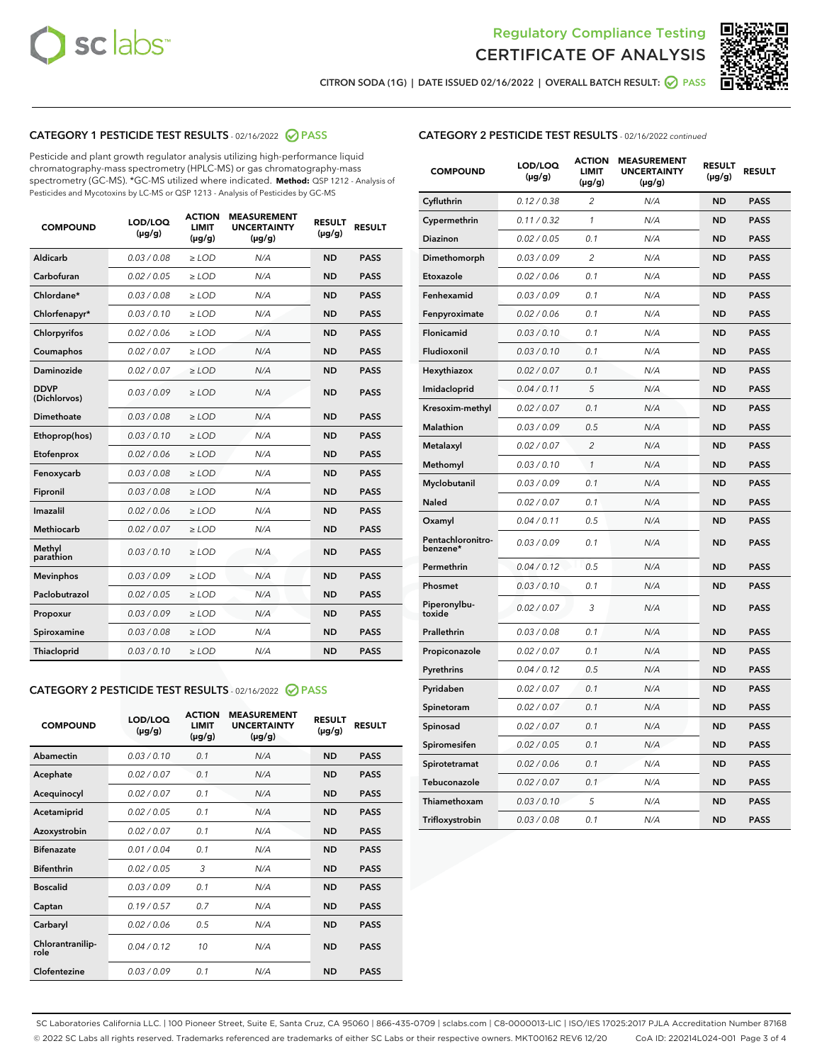Regulatory Compliance Testing
CERTIFICATE OF ANALYSIS

CITRON SODA (1G) | DATE ISSUED 02/16/2022 | OVERALL BATCH RESULT: PASS

## CATEGORY 1 PESTICIDE TEST RESULTS - 02/16/2022 PASS

Pesticide and plant growth regulator analysis utilizing high-performance liquid chromatography-mass spectrometry (HPLC-MS) or gas chromatography-mass spectrometry (GC-MS). *GC-MS utilized where indicated. **Method:** QSP 1212 - Analysis of Pesticides and Mycotoxins by LC-MS or QSP 1213 - Analysis of Pesticides by GC-MS

| COMPOUND | LOD/LOQ (µg/g) | ACTION LIMIT (µg/g) | MEASUREMENT UNCERTAINTY (µg/g) | RESULT (µg/g) | RESULT |
|---|---|---|---|---|---|
| Aldicarb | 0.03 / 0.08 | ≥ LOD | N/A | ND | PASS |
| Carbofuran | 0.02 / 0.05 | ≥ LOD | N/A | ND | PASS |
| Chlordane* | 0.03 / 0.08 | ≥ LOD | N/A | ND | PASS |
| Chlorfenapyr* | 0.03 / 0.10 | ≥ LOD | N/A | ND | PASS |
| Chlorpyrifos | 0.02 / 0.06 | ≥ LOD | N/A | ND | PASS |
| Coumaphos | 0.02 / 0.07 | ≥ LOD | N/A | ND | PASS |
| Daminozide | 0.02 / 0.07 | ≥ LOD | N/A | ND | PASS |
| DDVP (Dichlorvos) | 0.03 / 0.09 | ≥ LOD | N/A | ND | PASS |
| Dimethoate | 0.03 / 0.08 | ≥ LOD | N/A | ND | PASS |
| Ethoprop(hos) | 0.03 / 0.10 | ≥ LOD | N/A | ND | PASS |
| Etofenprox | 0.02 / 0.06 | ≥ LOD | N/A | ND | PASS |
| Fenoxycarb | 0.03 / 0.08 | ≥ LOD | N/A | ND | PASS |
| Fipronil | 0.03 / 0.08 | ≥ LOD | N/A | ND | PASS |
| Imazalil | 0.02 / 0.06 | ≥ LOD | N/A | ND | PASS |
| Methiocarb | 0.02 / 0.07 | ≥ LOD | N/A | ND | PASS |
| Methyl parathion | 0.03 / 0.10 | ≥ LOD | N/A | ND | PASS |
| Mevinphos | 0.03 / 0.09 | ≥ LOD | N/A | ND | PASS |
| Paclobutrazol | 0.02 / 0.05 | ≥ LOD | N/A | ND | PASS |
| Propoxur | 0.03 / 0.09 | ≥ LOD | N/A | ND | PASS |
| Spiroxamine | 0.03 / 0.08 | ≥ LOD | N/A | ND | PASS |
| Thiacloprid | 0.03 / 0.10 | ≥ LOD | N/A | ND | PASS |

## CATEGORY 2 PESTICIDE TEST RESULTS - 02/16/2022 PASS

| COMPOUND | LOD/LOQ (µg/g) | ACTION LIMIT (µg/g) | MEASUREMENT UNCERTAINTY (µg/g) | RESULT (µg/g) | RESULT |
|---|---|---|---|---|---|
| Abamectin | 0.03 / 0.10 | 0.1 | N/A | ND | PASS |
| Acephate | 0.02 / 0.07 | 0.1 | N/A | ND | PASS |
| Acequinocyl | 0.02 / 0.07 | 0.1 | N/A | ND | PASS |
| Acetamiprid | 0.02 / 0.05 | 0.1 | N/A | ND | PASS |
| Azoxystrobin | 0.02 / 0.07 | 0.1 | N/A | ND | PASS |
| Bifenazate | 0.01 / 0.04 | 0.1 | N/A | ND | PASS |
| Bifenthrin | 0.02 / 0.05 | 3 | N/A | ND | PASS |
| Boscalid | 0.03 / 0.09 | 0.1 | N/A | ND | PASS |
| Captan | 0.19 / 0.57 | 0.7 | N/A | ND | PASS |
| Carbaryl | 0.02 / 0.06 | 0.5 | N/A | ND | PASS |
| Chlorantraniliprole | 0.04 / 0.12 | 10 | N/A | ND | PASS |
| Clofentezine | 0.03 / 0.09 | 0.1 | N/A | ND | PASS |
| Cyfluthrin | 0.12 / 0.38 | 2 | N/A | ND | PASS |
| Cypermethrin | 0.11 / 0.32 | 1 | N/A | ND | PASS |
| Diazinon | 0.02 / 0.05 | 0.1 | N/A | ND | PASS |
| Dimethomorph | 0.03 / 0.09 | 2 | N/A | ND | PASS |
| Etoxazole | 0.02 / 0.06 | 0.1 | N/A | ND | PASS |
| Fenhexamid | 0.03 / 0.09 | 0.1 | N/A | ND | PASS |
| Fenpyroximate | 0.02 / 0.06 | 0.1 | N/A | ND | PASS |
| Flonicamid | 0.03 / 0.10 | 0.1 | N/A | ND | PASS |
| Fludioxonil | 0.03 / 0.10 | 0.1 | N/A | ND | PASS |
| Hexythiazox | 0.02 / 0.07 | 0.1 | N/A | ND | PASS |
| Imidacloprid | 0.04 / 0.11 | 5 | N/A | ND | PASS |
| Kresoxim-methyl | 0.02 / 0.07 | 0.1 | N/A | ND | PASS |
| Malathion | 0.03 / 0.09 | 0.5 | N/A | ND | PASS |
| Metalaxyl | 0.02 / 0.07 | 2 | N/A | ND | PASS |
| Methomyl | 0.03 / 0.10 | 1 | N/A | ND | PASS |
| Myclobutanil | 0.03 / 0.09 | 0.1 | N/A | ND | PASS |
| Naled | 0.02 / 0.07 | 0.1 | N/A | ND | PASS |
| Oxamyl | 0.04 / 0.11 | 0.5 | N/A | ND | PASS |
| Pentachloronitrobenzene* | 0.03 / 0.09 | 0.1 | N/A | ND | PASS |
| Permethrin | 0.04 / 0.12 | 0.5 | N/A | ND | PASS |
| Phosmet | 0.03 / 0.10 | 0.1 | N/A | ND | PASS |
| Piperonylbutoxide | 0.02 / 0.07 | 3 | N/A | ND | PASS |
| Prallethrin | 0.03 / 0.08 | 0.1 | N/A | ND | PASS |
| Propiconazole | 0.02 / 0.07 | 0.1 | N/A | ND | PASS |
| Pyrethrins | 0.04 / 0.12 | 0.5 | N/A | ND | PASS |
| Pyridaben | 0.02 / 0.07 | 0.1 | N/A | ND | PASS |
| Spinetoram | 0.02 / 0.07 | 0.1 | N/A | ND | PASS |
| Spinosad | 0.02 / 0.07 | 0.1 | N/A | ND | PASS |
| Spiromesifen | 0.02 / 0.05 | 0.1 | N/A | ND | PASS |
| Spirotetramat | 0.02 / 0.06 | 0.1 | N/A | ND | PASS |
| Tebuconazole | 0.02 / 0.07 | 0.1 | N/A | ND | PASS |
| Thiamethoxam | 0.03 / 0.10 | 5 | N/A | ND | PASS |
| Trifloxystrobin | 0.03 / 0.08 | 0.1 | N/A | ND | PASS |

SC Laboratories California LLC. | 100 Pioneer Street, Suite E, Santa Cruz, CA 95060 | 866-435-0709 | sclabs.com | C8-0000013-LIC | ISO/IES 17025:2017 PJLA Accreditation Number 87168
© 2022 SC Labs all rights reserved. Trademarks referenced are trademarks of either SC Labs or their respective owners. MKT00162 REV6 12/20 CoA ID: 220214L024-001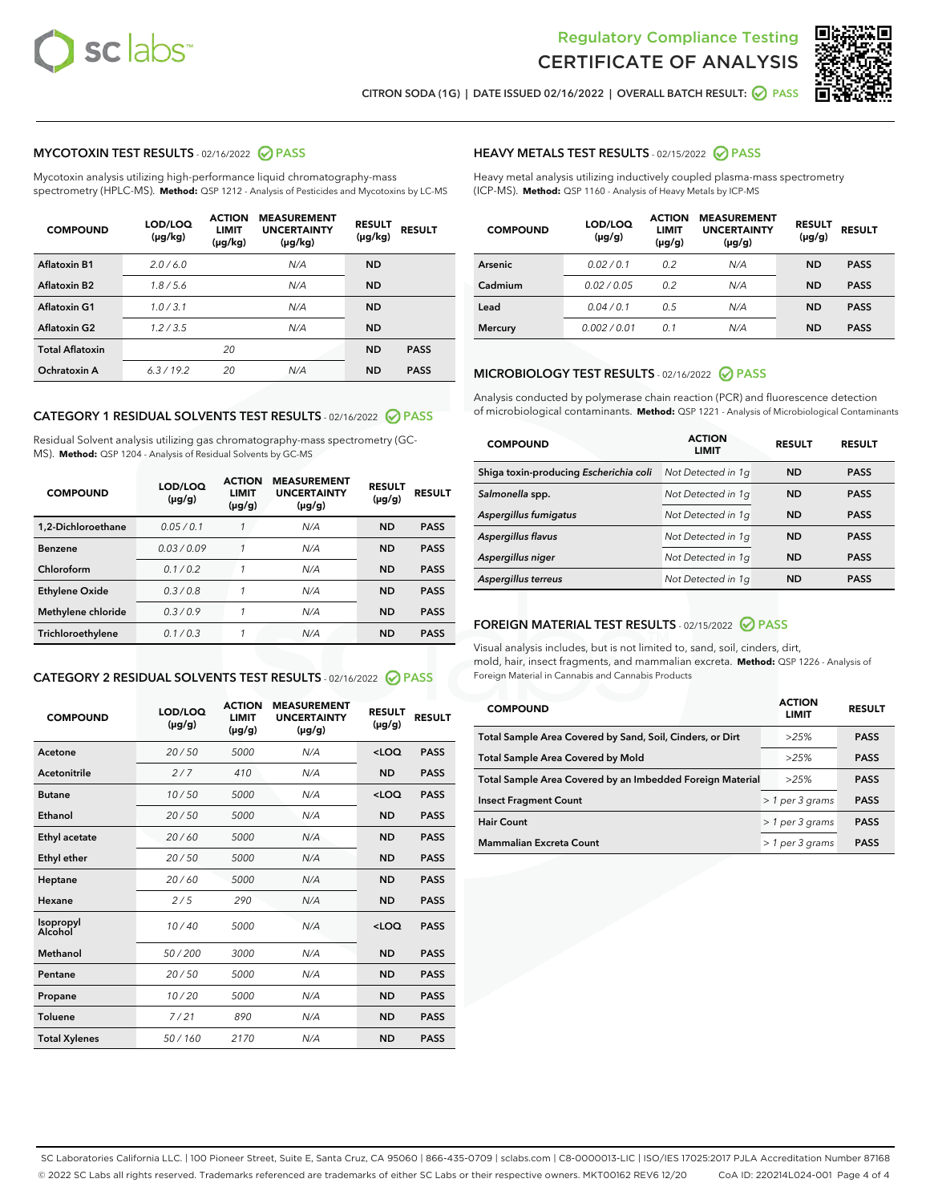Regulatory Compliance Testing

# CERTIFICATE OF ANALYSIS

CITRON SODA (1G) | DATE ISSUED 02/16/2022 | OVERALL BATCH RESULT: PASS

## MYCOTOXIN TEST RESULTS - 02/16/2022 PASS

Mycotoxin analysis utilizing high-performance liquid chromatography-mass spectrometry (HPLC-MS). **Method:** QSP 1212 - Analysis of Pesticides and Mycotoxins by LC-MS

| COMPOUND | LOD/LOQ (µg/kg) | ACTION LIMIT (µg/kg) | MEASUREMENT UNCERTAINTY (µg/kg) | RESULT (µg/kg) | RESULT |
|---|---|---|---|---|---|
| Aflatoxin B1 | 2.0 / 6.0 | | N/A | ND | |
| Aflatoxin B2 | 1.8 / 5.6 | | N/A | ND | |
| Aflatoxin G1 | 1.0 / 3.1 | | N/A | ND | |
| Aflatoxin G2 | 1.2 / 3.5 | | N/A | ND | |
| Total Aflatoxin | | 20 | | ND | PASS |
| Ochratoxin A | 6.3 / 19.2 | 20 | N/A | ND | PASS |

## CATEGORY 1 RESIDUAL SOLVENTS TEST RESULTS - 02/16/2022 PASS

Residual Solvent analysis utilizing gas chromatography-mass spectrometry (GC-MS). **Method:** QSP 1204 - Analysis of Residual Solvents by GC-MS

| COMPOUND | LOD/LOQ (µg/g) | ACTION LIMIT (µg/g) | MEASUREMENT UNCERTAINTY (µg/g) | RESULT (µg/g) | RESULT |
|---|---|---|---|---|---|
| 1,2-Dichloroethane | 0.05 / 0.1 | 1 | N/A | ND | PASS |
| Benzene | 0.03 / 0.09 | 1 | N/A | ND | PASS |
| Chloroform | 0.1 / 0.2 | 1 | N/A | ND | PASS |
| Ethylene Oxide | 0.3 / 0.8 | 1 | N/A | ND | PASS |
| Methylene chloride | 0.3 / 0.9 | 1 | N/A | ND | PASS |
| Trichloroethylene | 0.1 / 0.3 | 1 | N/A | ND | PASS |

## CATEGORY 2 RESIDUAL SOLVENTS TEST RESULTS - 02/16/2022 PASS

| COMPOUND | LOD/LOQ (µg/g) | ACTION LIMIT (µg/g) | MEASUREMENT UNCERTAINTY (µg/g) | RESULT (µg/g) | RESULT |
|---|---|---|---|---|---|
| Acetone | 20 / 50 | 5000 | N/A | <LOQ | PASS |
| Acetonitrile | 2 / 7 | 410 | N/A | ND | PASS |
| Butane | 10 / 50 | 5000 | N/A | <LOQ | PASS |
| Ethanol | 20 / 50 | 5000 | N/A | ND | PASS |
| Ethyl acetate | 20 / 60 | 5000 | N/A | ND | PASS |
| Ethyl ether | 20 / 50 | 5000 | N/A | ND | PASS |
| Heptane | 20 / 60 | 5000 | N/A | ND | PASS |
| Hexane | 2 / 5 | 290 | N/A | ND | PASS |
| Isopropyl Alcohol | 10 / 40 | 5000 | N/A | <LOQ | PASS |
| Methanol | 50 / 200 | 3000 | N/A | ND | PASS |
| Pentane | 20 / 50 | 5000 | N/A | ND | PASS |
| Propane | 10 / 20 | 5000 | N/A | ND | PASS |
| Toluene | 7 / 21 | 890 | N/A | ND | PASS |
| Total Xylenes | 50 / 160 | 2170 | N/A | ND | PASS |

## HEAVY METALS TEST RESULTS - 02/15/2022 PASS

Heavy metal analysis utilizing inductively coupled plasma-mass spectrometry (ICP-MS). **Method:** QSP 1160 - Analysis of Heavy Metals by ICP-MS

| COMPOUND | LOD/LOQ (µg/g) | ACTION LIMIT (µg/g) | MEASUREMENT UNCERTAINTY (µg/g) | RESULT (µg/g) | RESULT |
|---|---|---|---|---|---|
| Arsenic | 0.02 / 0.1 | 0.2 | N/A | ND | PASS |
| Cadmium | 0.02 / 0.05 | 0.2 | N/A | ND | PASS |
| Lead | 0.04 / 0.1 | 0.5 | N/A | ND | PASS |
| Mercury | 0.002 / 0.01 | 0.1 | N/A | ND | PASS |

## MICROBIOLOGY TEST RESULTS - 02/16/2022 PASS

Analysis conducted by polymerase chain reaction (PCR) and fluorescence detection of microbiological contaminants. **Method:** QSP 1221 - Analysis of Microbiological Contaminants

| COMPOUND | ACTION LIMIT | RESULT | RESULT |
|---|---|---|---|
| Shiga toxin-producing *Escherichia coli* | Not Detected in 1g | ND | PASS |
| *Salmonella* spp. | Not Detected in 1g | ND | PASS |
| *Aspergillus fumigatus* | Not Detected in 1g | ND | PASS |
| *Aspergillus flavus* | Not Detected in 1g | ND | PASS |
| *Aspergillus niger* | Not Detected in 1g | ND | PASS |
| *Aspergillus terreus* | Not Detected in 1g | ND | PASS |

## FOREIGN MATERIAL TEST RESULTS - 02/15/2022 PASS

Visual analysis includes, but is not limited to, sand, soil, cinders, dirt, mold, hair, insect fragments, and mammalian excreta. **Method:** QSP 1226 - Analysis of Foreign Material in Cannabis and Cannabis Products

| COMPOUND | ACTION LIMIT | RESULT |
|---|---|---|
| Total Sample Area Covered by Sand, Soil, Cinders, or Dirt | >25% | PASS |
| Total Sample Area Covered by Mold | >25% | PASS |
| Total Sample Area Covered by an Imbedded Foreign Material | >25% | PASS |
| Insect Fragment Count | > 1 per 3 grams | PASS |
| Hair Count | > 1 per 3 grams | PASS |
| Mammalian Excreta Count | > 1 per 3 grams | PASS |

SC Laboratories California LLC. | 100 Pioneer Street, Suite E, Santa Cruz, CA 95060 | 866-435-0709 | sclabs.com | C8-0000013-LIC | ISO/IES 17025:2017 PJLA Accreditation Number 87168
© 2022 SC Labs all rights reserved. Trademarks referenced are trademarks of either SC Labs or their respective owners. MKT00162 REV6 12/20 CoA ID: 220214L024-001